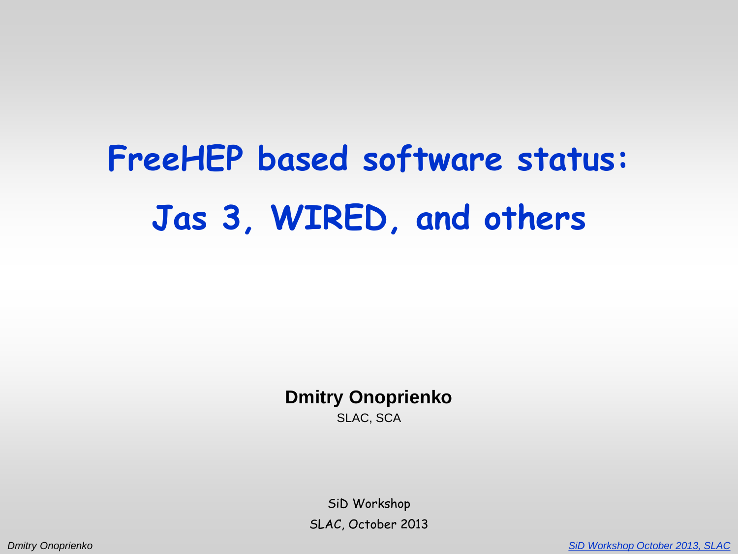# FreeHEP based software status: Jas 3, WIRED, and others

**Dmitry Onoprienko**

SLAC, SCA

SiD Workshop

SLAC, October 2013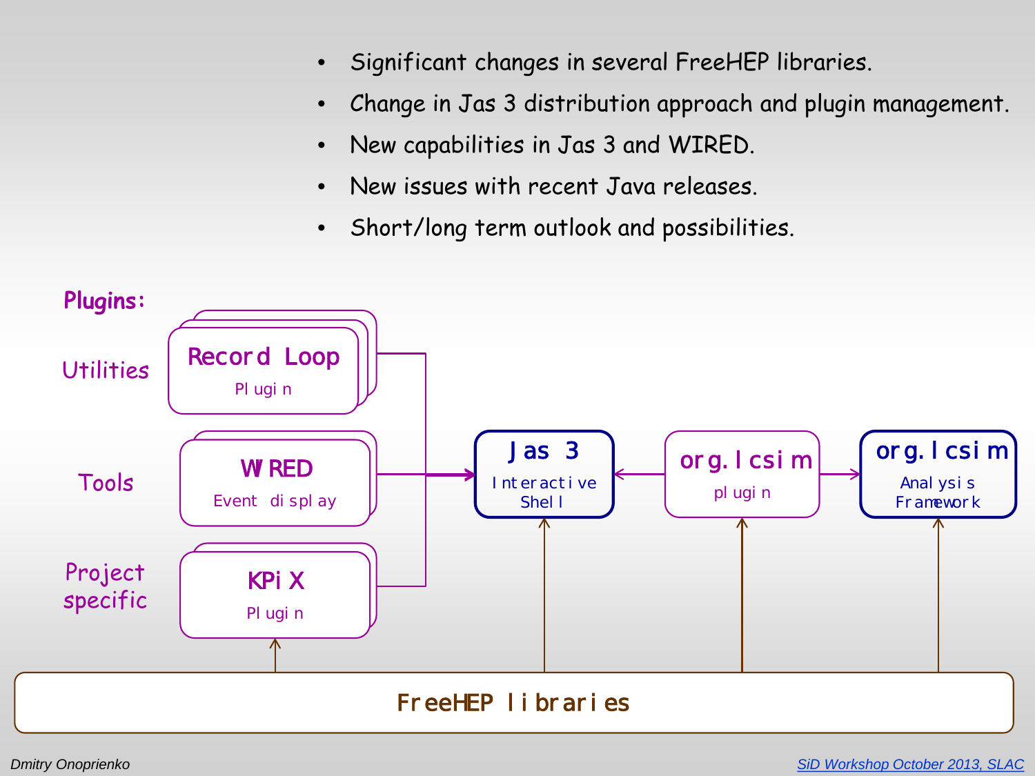- Significant changes in several FreeHEP libraries.
- Change in Jas 3 distribution approach and plugin management.
- New capabilities in Jas 3 and WIRED.
- New issues with recent Java releases.
- Short/long term outlook and possibilities.

**Plugins:**

Utilities — **Record Loop** Plugin

Tools — **WIRED** Event display

Project specific — **KPiX** Plugin

**Jas 3** Interactive Shell

**org.lcsim** plugin

**org.lcsim** Analysis Framework

**FreeHEP libraries**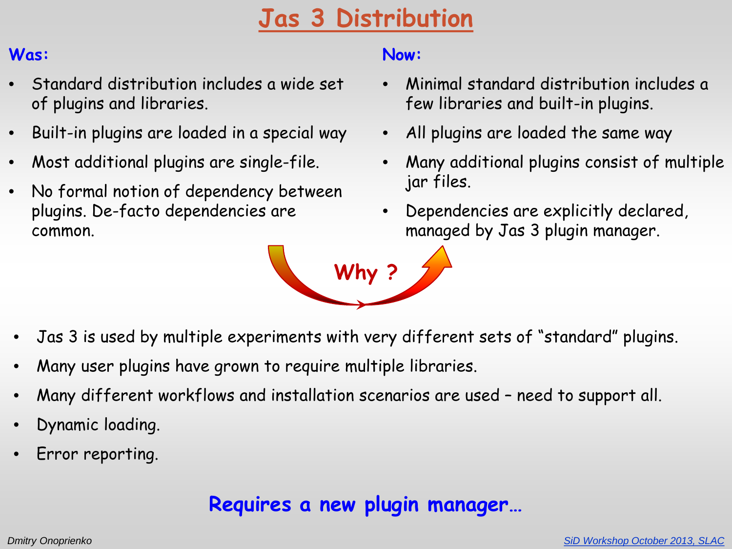# Jas 3 Distribution

**Was:**

- Standard distribution includes a wide set of plugins and libraries.
- Built-in plugins are loaded in a special way
- Most additional plugins are single-file.
- No formal notion of dependency between plugins. De-facto dependencies are common.

**Now:**

- Minimal standard distribution includes a few libraries and built-in plugins.
- All plugins are loaded the same way
- Many additional plugins consist of multiple jar files.
- Dependencies are explicitly declared, managed by Jas 3 plugin manager.

**Why ?**

- Jas 3 is used by multiple experiments with very different sets of "standard" plugins.
- Many user plugins have grown to require multiple libraries.
- Many different workflows and installation scenarios are used – need to support all.
- Dynamic loading.
- Error reporting.

**Requires a new plugin manager…**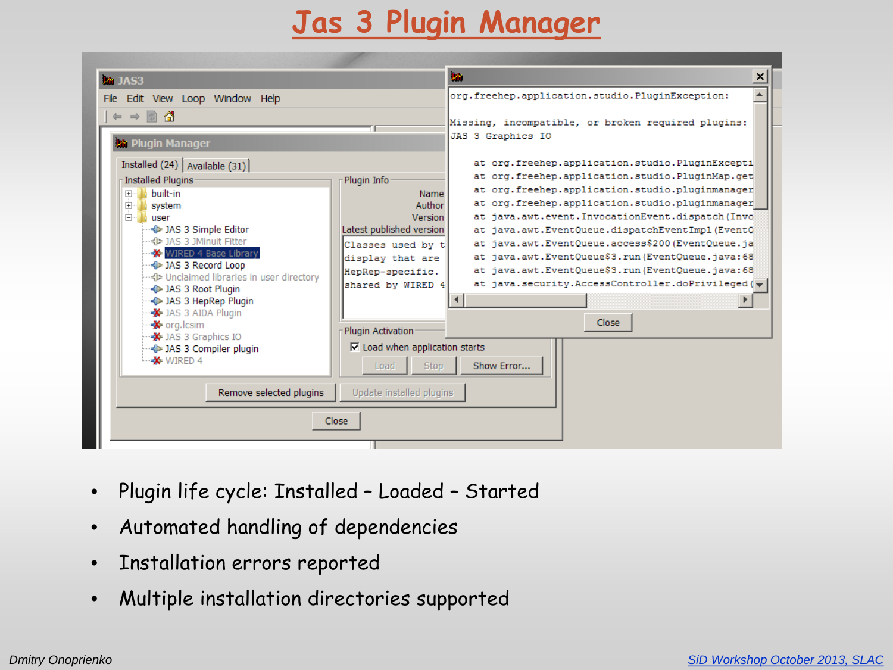# Jas 3 Plugin Manager

- Plugin life cycle: Installed – Loaded – Started
- Automated handling of dependencies
- Installation errors reported
- Multiple installation directories supported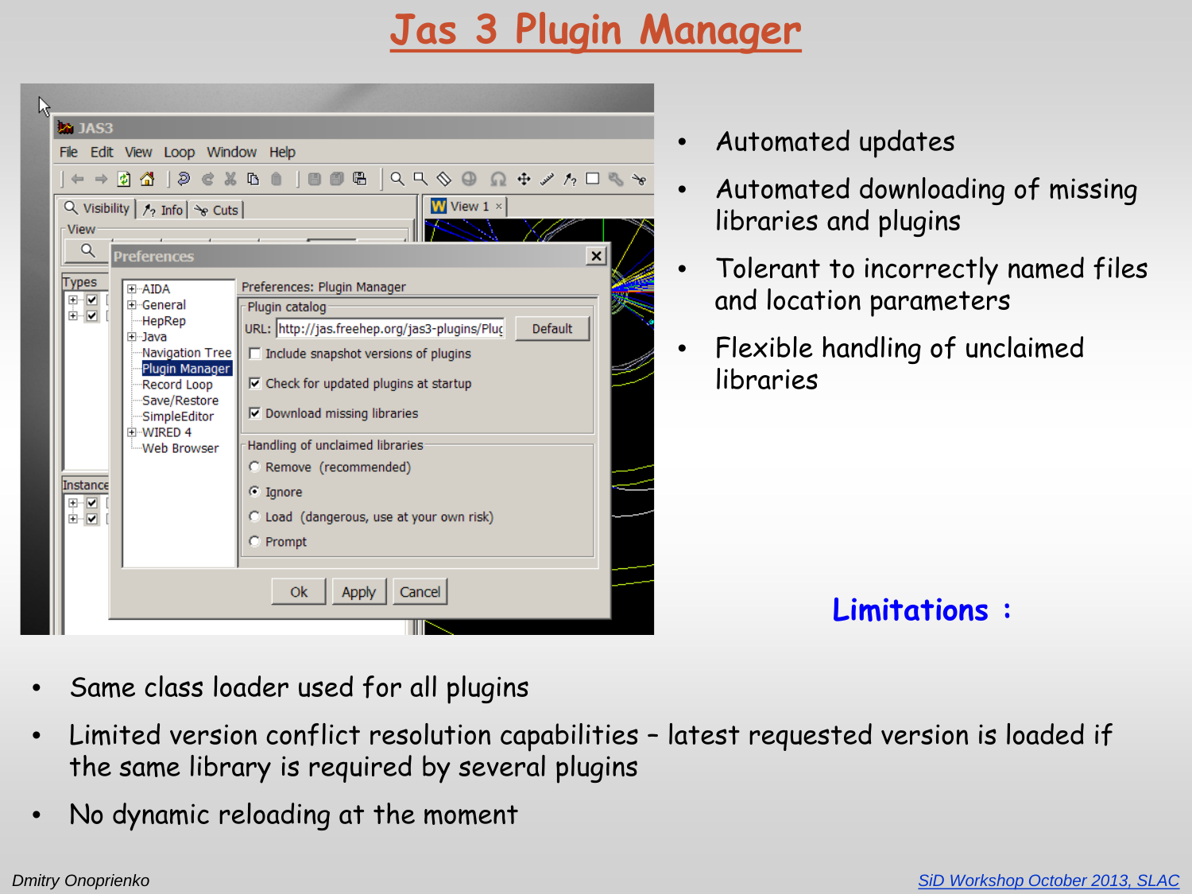# Jas 3 Plugin Manager

- Automated updates
- Automated downloading of missing libraries and plugins
- Tolerant to incorrectly named files and location parameters
- Flexible handling of unclaimed libraries

**Limitations :**

- Same class loader used for all plugins
- Limited version conflict resolution capabilities – latest requested version is loaded if the same library is required by several plugins
- No dynamic reloading at the moment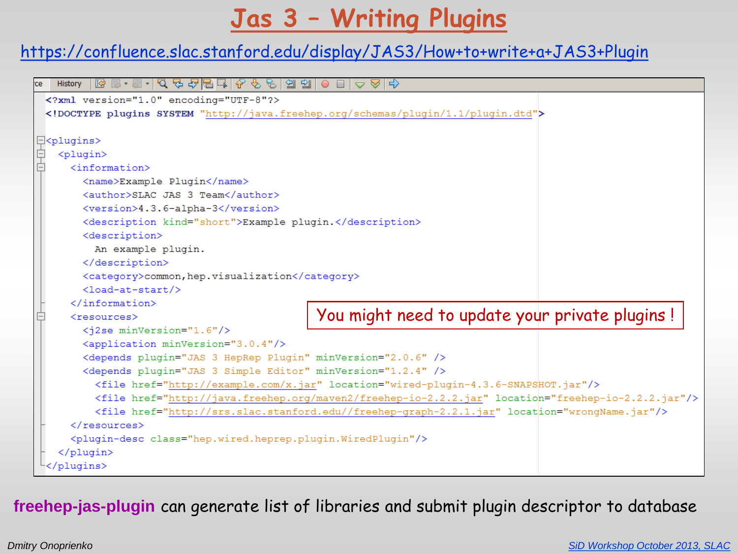# Jas 3 – Writing Plugins

https://confluence.slac.stanford.edu/display/JAS3/How+to+write+a+JAS3+Plugin

```xml
<?xml version="1.0" encoding="UTF-8"?>
<!DOCTYPE plugins SYSTEM "http://java.freehep.org/schemas/plugin/1.1/plugin.dtd">

<plugins>
  <plugin>
    <information>
      <name>Example Plugin</name>
      <author>SLAC JAS 3 Team</author>
      <version>4.3.6-alpha-3</version>
      <description kind="short">Example plugin.</description>
      <description>
        An example plugin.
      </description>
      <category>common,hep.visualization</category>
      <load-at-start/>
    </information>
    <resources>
      <j2se minVersion="1.6"/>
      <application minVersion="3.0.4"/>
      <depends plugin="JAS 3 HepRep Plugin" minVersion="2.0.6" />
      <depends plugin="JAS 3 Simple Editor" minVersion="1.2.4" />
        <file href="http://example.com/x.jar" location="wired-plugin-4.3.6-SNAPSHOT.jar"/>
        <file href="http://java.freehep.org/maven2/freehep-io-2.2.2.jar" location="freehep-io-2.2.2.jar"/>
        <file href="http://srs.slac.stanford.edu//freehep-graph-2.2.1.jar" location="wrongName.jar"/>
    </resources>
    <plugin-desc class="hep.wired.heprep.plugin.WiredPlugin"/>
  </plugin>
</plugins>
```

You might need to update your private plugins !

**freehep-jas-plugin** can generate list of libraries and submit plugin descriptor to database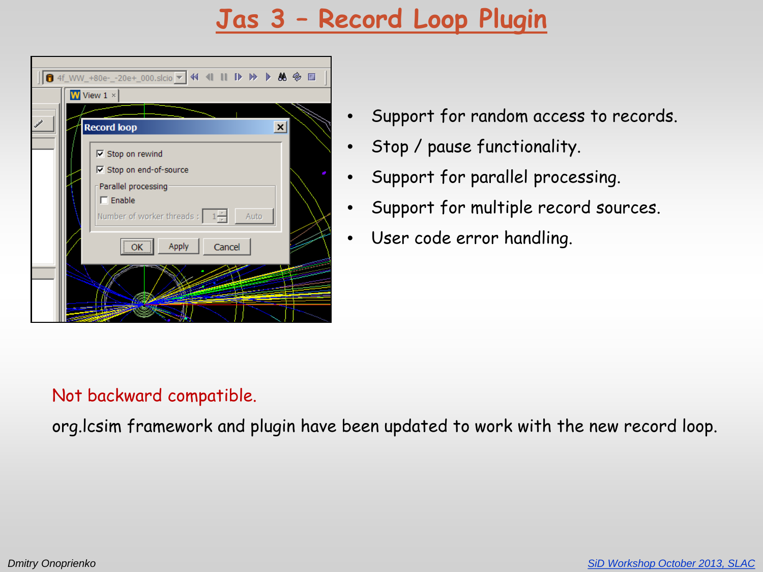# Jas 3 – Record Loop Plugin

- Support for random access to records.
- Stop / pause functionality.
- Support for parallel processing.
- Support for multiple record sources.
- User code error handling.

Not backward compatible.

org.lcsim framework and plugin have been updated to work with the new record loop.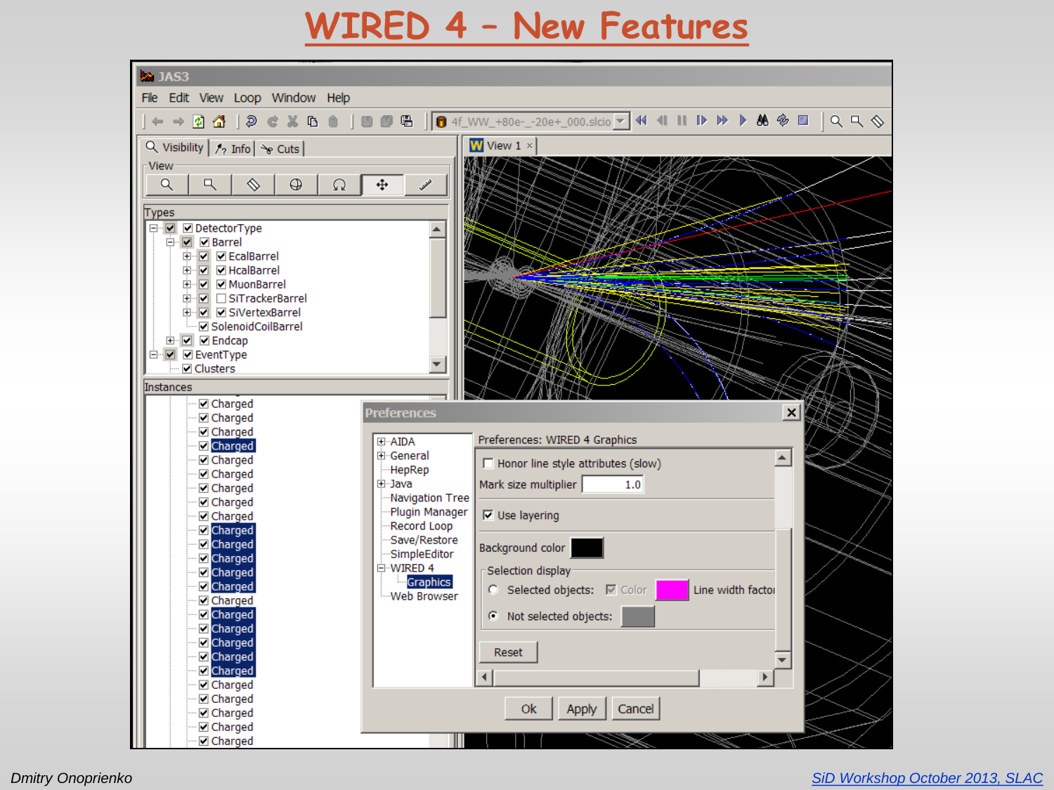# WIRED 4 – New Features

File Edit View Loop Window Help

Visibility | Info | Cuts

View

Types

- DetectorType
  - Barrel
    - EcalBarrel
    - HcalBarrel
    - MuonBarrel
    - SiTrackerBarrel
    - SiVertexBarrel
    - SolenoidCoilBarrel
  - Endcap
- EventType
  - Clusters

Instances

Charged (×25)

View 1

Preferences

- AIDA
- General
- HepRep
- Java
- Navigation Tree
- Plugin Manager
- Record Loop
- Save/Restore
- SimpleEditor
- WIRED 4
  - Graphics
- Web Browser

Preferences: WIRED 4 Graphics

Honor line style attributes (slow)

Mark size multiplier 1.0

Use layering

Background color

Selection display

Selected objects: Color Line width factor

Not selected objects:

Reset

Ok Apply Cancel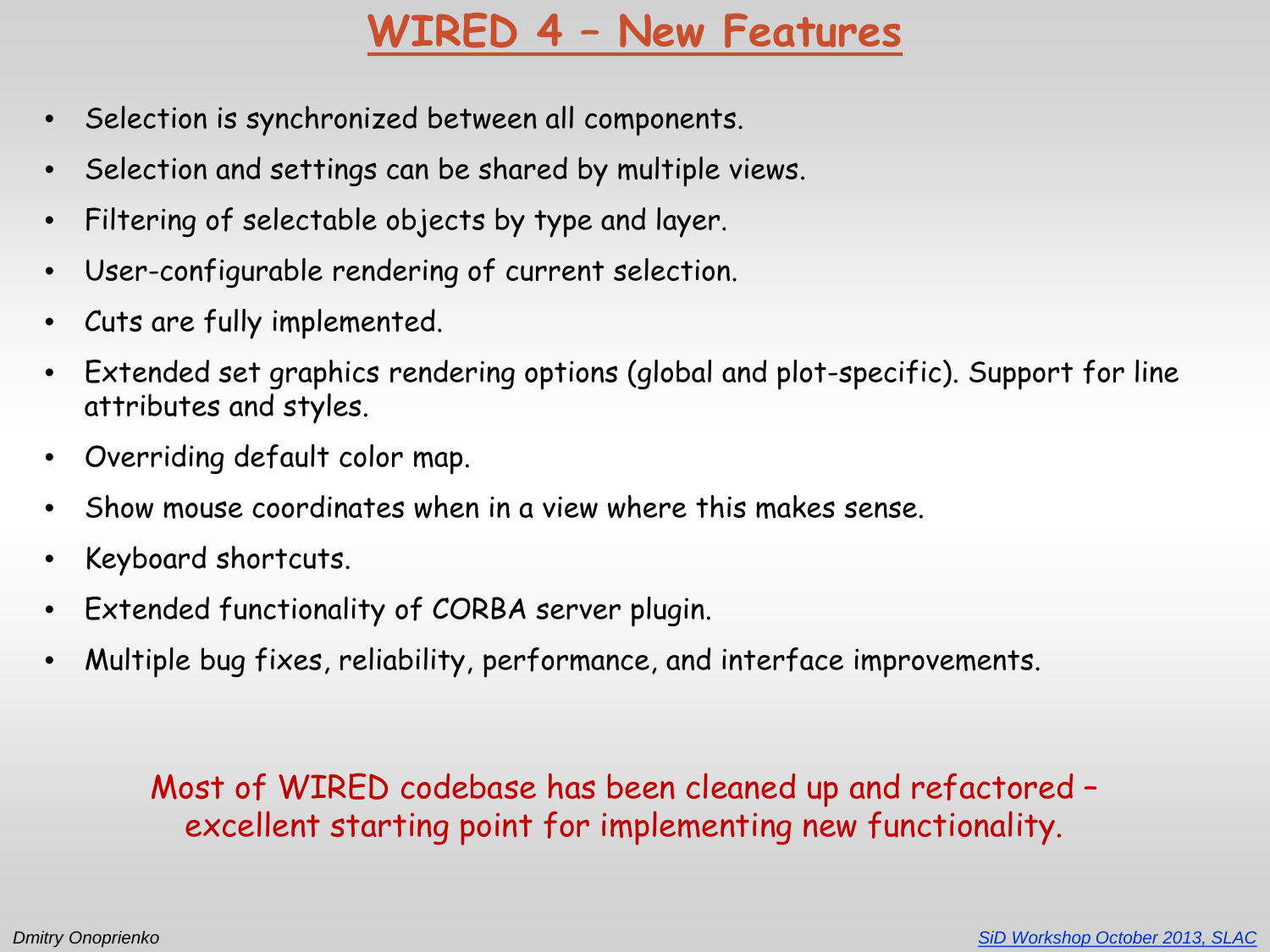# WIRED 4 – New Features

- Selection is synchronized between all components.
- Selection and settings can be shared by multiple views.
- Filtering of selectable objects by type and layer.
- User-configurable rendering of current selection.
- Cuts are fully implemented.
- Extended set graphics rendering options (global and plot-specific). Support for line attributes and styles.
- Overriding default color map.
- Show mouse coordinates when in a view where this makes sense.
- Keyboard shortcuts.
- Extended functionality of CORBA server plugin.
- Multiple bug fixes, reliability, performance, and interface improvements.

Most of WIRED codebase has been cleaned up and refactored – excellent starting point for implementing new functionality.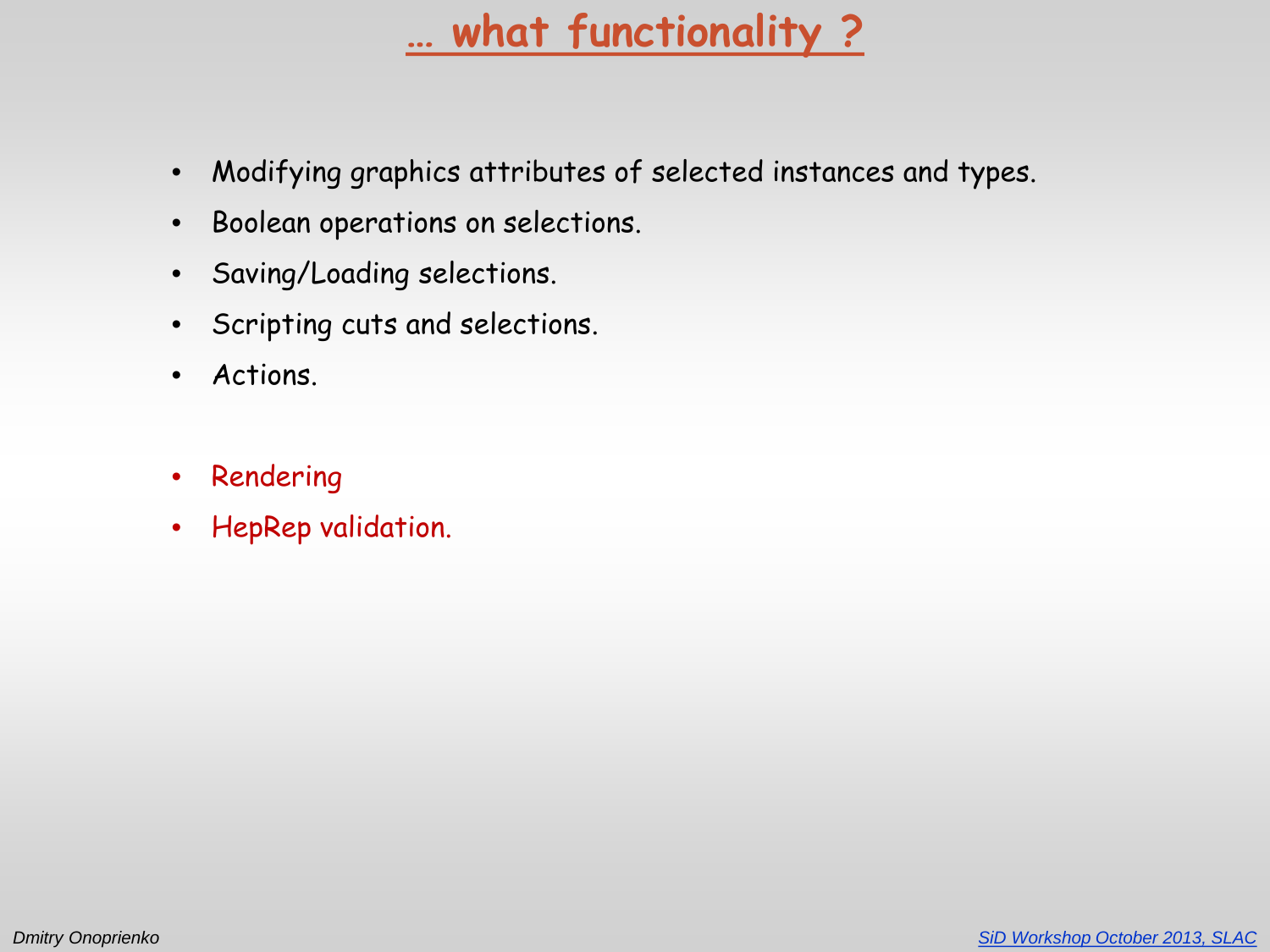# … what functionality ?

- Modifying graphics attributes of selected instances and types.
- Boolean operations on selections.
- Saving/Loading selections.
- Scripting cuts and selections.
- Actions.

- Rendering
- HepRep validation.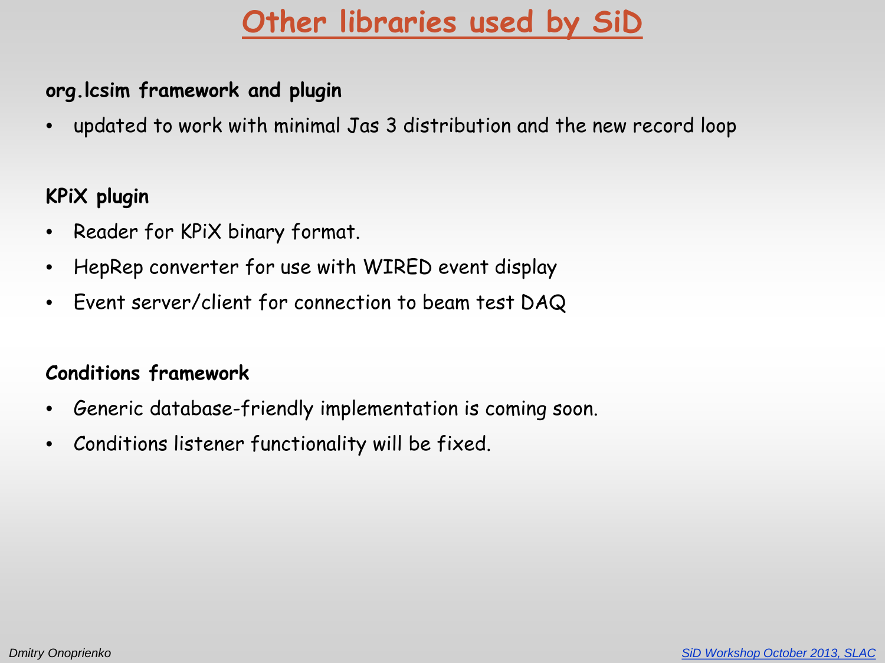# Other libraries used by SiD

**org.lcsim framework and plugin**

- updated to work with minimal Jas 3 distribution and the new record loop

**KPiX plugin**

- Reader for KPiX binary format.
- HepRep converter for use with WIRED event display
- Event server/client for connection to beam test DAQ

**Conditions framework**

- Generic database-friendly implementation is coming soon.
- Conditions listener functionality will be fixed.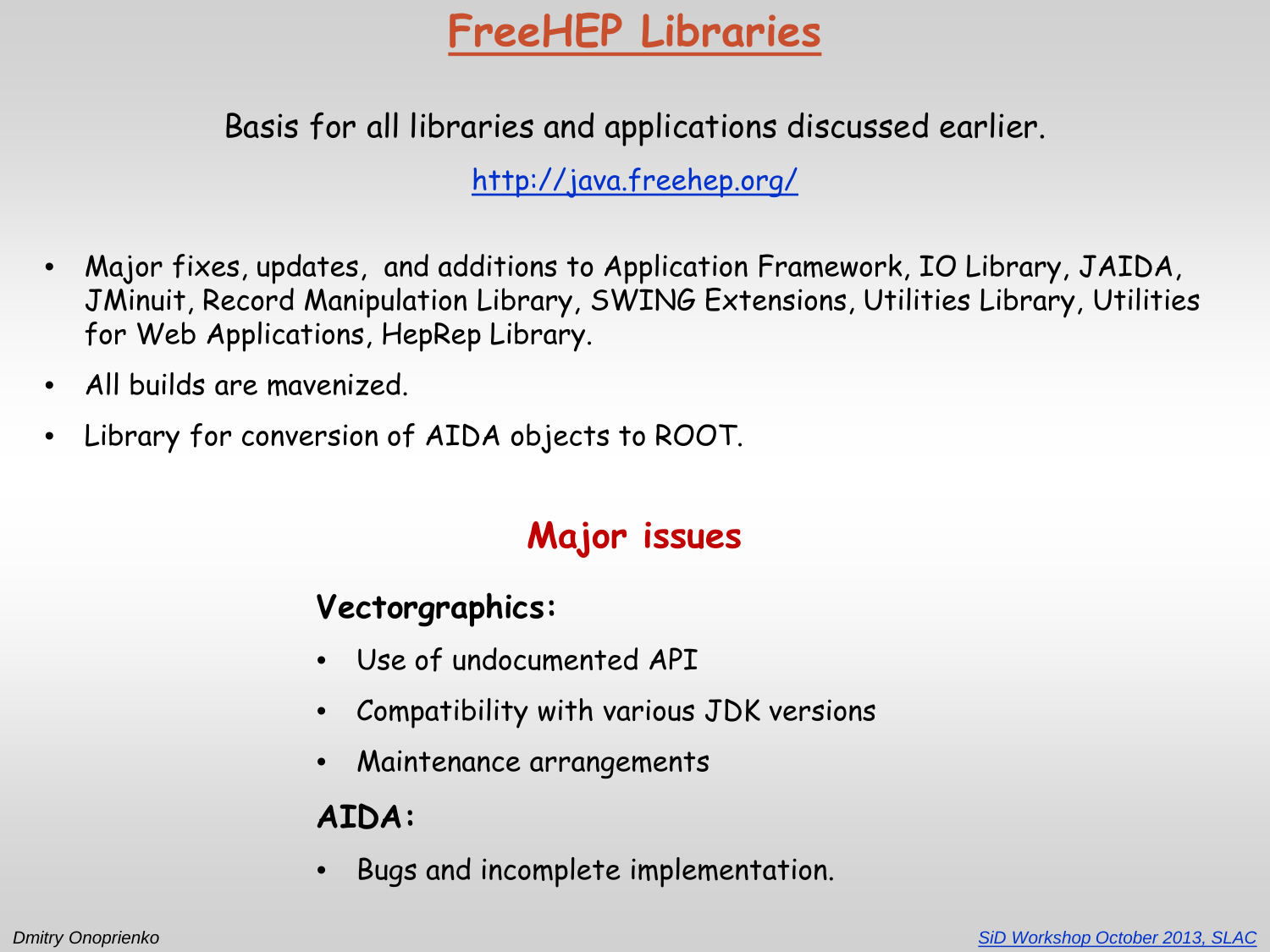# FreeHEP Libraries

Basis for all libraries and applications discussed earlier.

http://java.freehep.org/

- Major fixes, updates, and additions to Application Framework, IO Library, JAIDA, JMinuit, Record Manipulation Library, SWING Extensions, Utilities Library, Utilities for Web Applications, HepRep Library.
- All builds are mavenized.
- Library for conversion of AIDA objects to ROOT.

## Major issues

**Vectorgraphics:**

- Use of undocumented API
- Compatibility with various JDK versions
- Maintenance arrangements

**AIDA:**

- Bugs and incomplete implementation.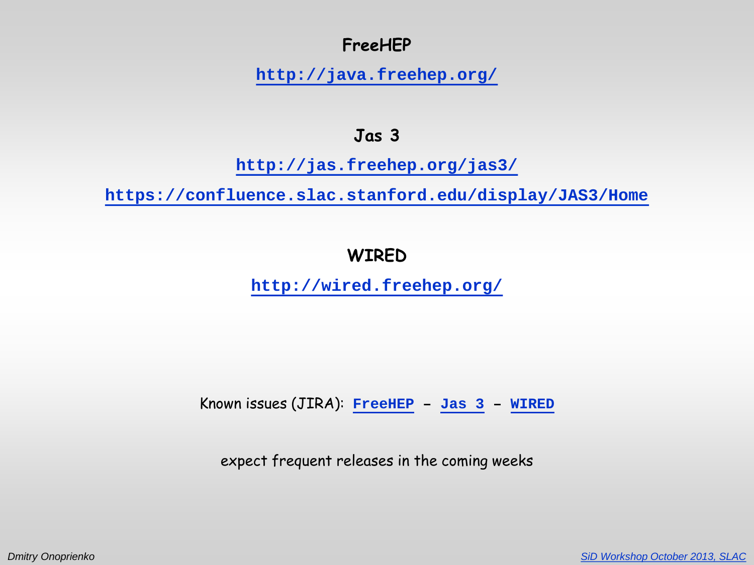**FreeHEP**

http://java.freehep.org/

**Jas 3**

http://jas.freehep.org/jas3/

https://confluence.slac.stanford.edu/display/JAS3/Home

**WIRED**

http://wired.freehep.org/

Known issues (JIRA): FreeHEP – Jas 3 – WIRED

expect frequent releases in the coming weeks